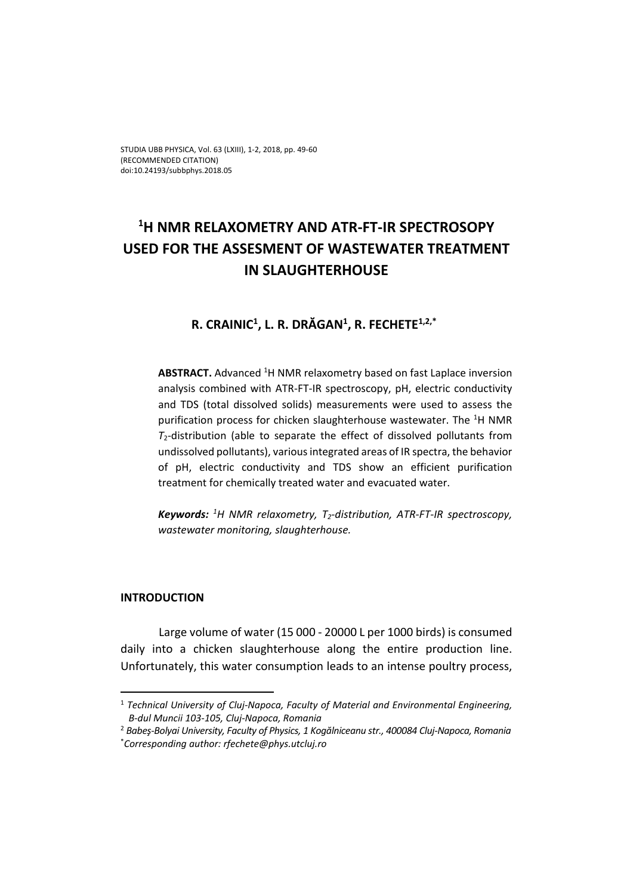# $^1$H NMR RELAXOMETRY AND ATR-FT-IR SPECTROSOPY USED FOR THE ASSESMENT OF WASTEWATER TREATMENT IN SLAUGHTERHOUSE

**R. CRAINIC[1], L. R. DRĂGAN[1], R. FECHETE[1,2,*]**

**ABSTRACT.** Advanced $^1$H NMR relaxometry based on fast Laplace inversion analysis combined with ATR-FT-IR spectroscopy, pH, electric conductivity and TDS (total dissolved solids) measurements were used to assess the purification process for chicken slaughterhouse wastewater. The $^1$H NMR $T_2$-distribution (able to separate the effect of dissolved pollutants from undissolved pollutants), various integrated areas of IR spectra, the behavior of pH, electric conductivity and TDS show an efficient purification treatment for chemically treated water and evacuated water.

***Keywords:*** *$^1$H NMR relaxometry, $T_2$-distribution, ATR-FT-IR spectroscopy, wastewater monitoring, slaughterhouse.*

## INTRODUCTION

Large volume of water (15 000 - 20000 L per 1000 birds) is consumed daily into a chicken slaughterhouse along the entire production line. Unfortunately, this water consumption leads to an intense poultry process,

---

[1] *Technical University of Cluj-Napoca, Faculty of Material and Environmental Engineering, B-dul Muncii 103-105, Cluj-Napoca, Romania*

[2] *Babeş-Bolyai University, Faculty of Physics, 1 Kogălniceanu str., 400084 Cluj-Napoca, Romania*

[*] *Corresponding author: rfechete@phys.utcluj.ro*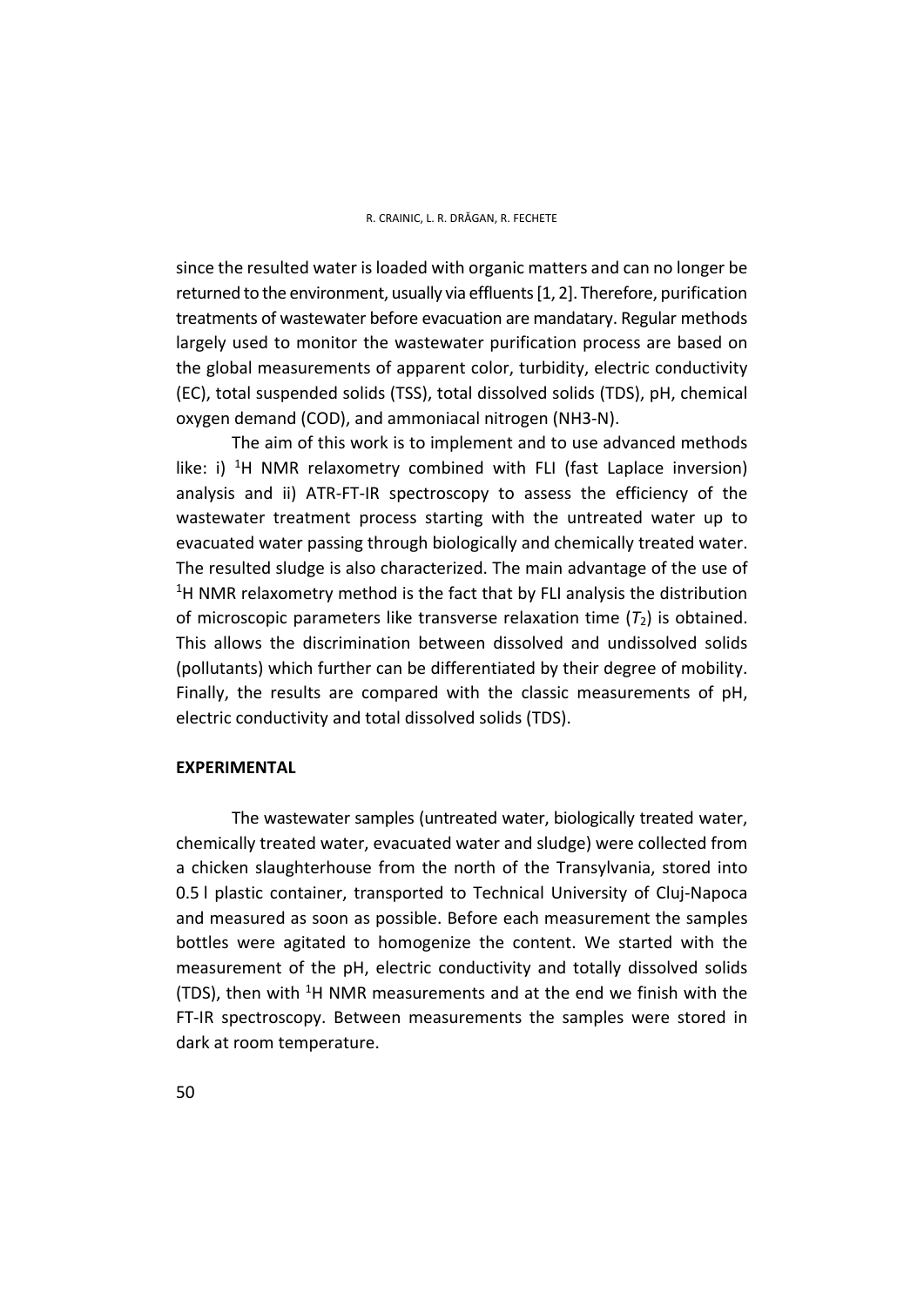since the resulted water is loaded with organic matters and can no longer be returned to the environment, usually via effluents [1, 2]. Therefore, purification treatments of wastewater before evacuation are mandatary. Regular methods largely used to monitor the wastewater purification process are based on the global measurements of apparent color, turbidity, electric conductivity (EC), total suspended solids (TSS), total dissolved solids (TDS), pH, chemical oxygen demand (COD), and ammoniacal nitrogen (NH3-N).

The aim of this work is to implement and to use advanced methods like: i) $^{1}$H NMR relaxometry combined with FLI (fast Laplace inversion) analysis and ii) ATR-FT-IR spectroscopy to assess the efficiency of the wastewater treatment process starting with the untreated water up to evacuated water passing through biologically and chemically treated water. The resulted sludge is also characterized. The main advantage of the use of $^{1}$H NMR relaxometry method is the fact that by FLI analysis the distribution of microscopic parameters like transverse relaxation time ($T_2$) is obtained. This allows the discrimination between dissolved and undissolved solids (pollutants) which further can be differentiated by their degree of mobility. Finally, the results are compared with the classic measurements of pH, electric conductivity and total dissolved solids (TDS).

## EXPERIMENTAL

The wastewater samples (untreated water, biologically treated water, chemically treated water, evacuated water and sludge) were collected from a chicken slaughterhouse from the north of the Transylvania, stored into 0.5 l plastic container, transported to Technical University of Cluj-Napoca and measured as soon as possible. Before each measurement the samples bottles were agitated to homogenize the content. We started with the measurement of the pH, electric conductivity and totally dissolved solids (TDS), then with $^{1}$H NMR measurements and at the end we finish with the FT-IR spectroscopy. Between measurements the samples were stored in dark at room temperature.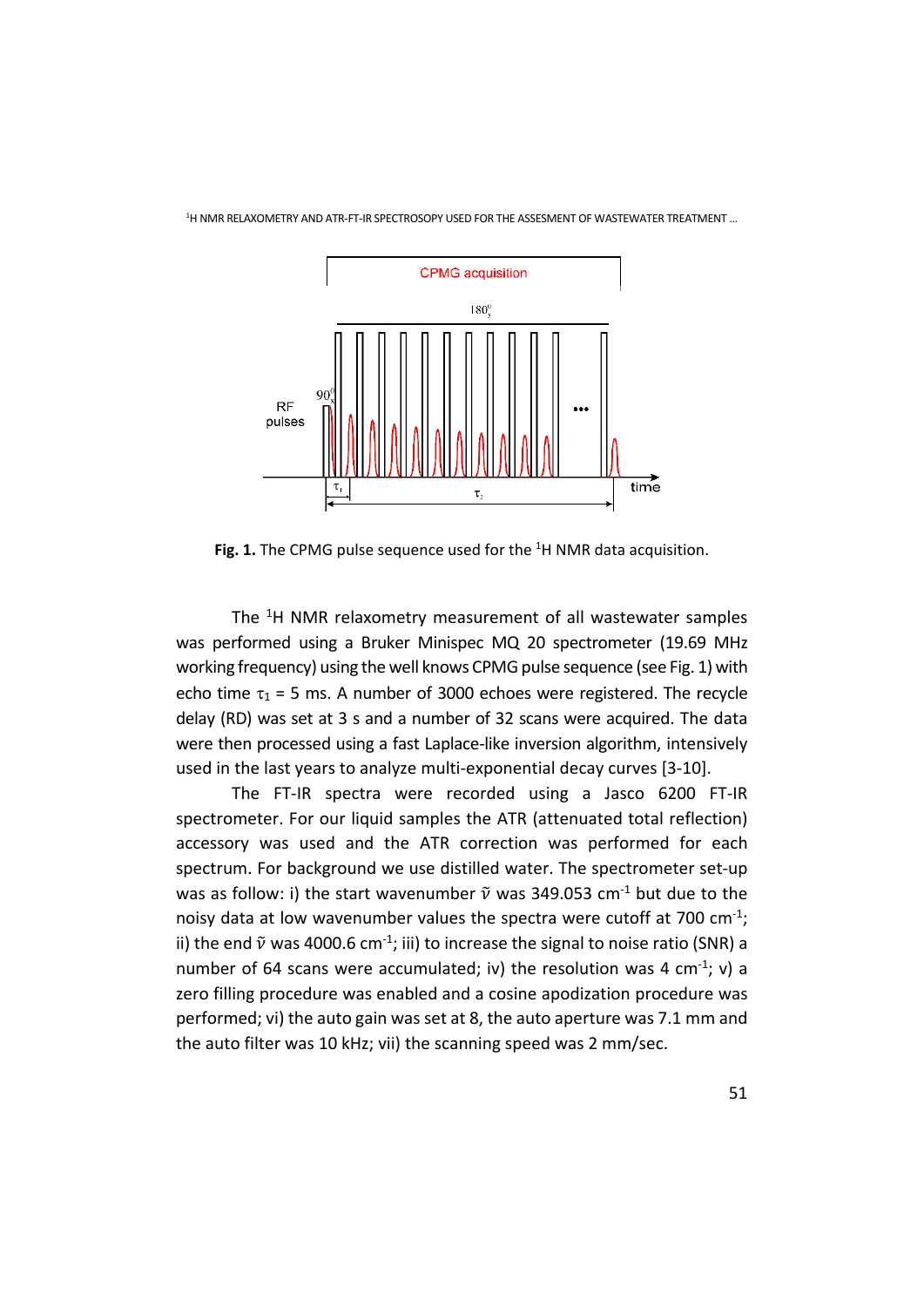**Fig. 1.** The CPMG pulse sequence used for the $^1$H NMR data acquisition.

The $^1$H NMR relaxometry measurement of all wastewater samples was performed using a Bruker Minispec MQ 20 spectrometer (19.69 MHz working frequency) using the well knows CPMG pulse sequence (see Fig. 1) with echo time $\tau_1$ = 5 ms. A number of 3000 echoes were registered. The recycle delay (RD) was set at 3 s and a number of 32 scans were acquired. The data were then processed using a fast Laplace-like inversion algorithm, intensively used in the last years to analyze multi-exponential decay curves [3-10].

The FT-IR spectra were recorded using a Jasco 6200 FT-IR spectrometer. For our liquid samples the ATR (attenuated total reflection) accessory was used and the ATR correction was performed for each spectrum. For background we use distilled water. The spectrometer set-up was as follow: i) the start wavenumber $\tilde{\nu}$ was 349.053 cm$^{-1}$ but due to the noisy data at low wavenumber values the spectra were cutoff at 700 cm$^{-1}$; ii) the end $\tilde{\nu}$ was 4000.6 cm$^{-1}$; iii) to increase the signal to noise ratio (SNR) a number of 64 scans were accumulated; iv) the resolution was 4 cm$^{-1}$; v) a zero filling procedure was enabled and a cosine apodization procedure was performed; vi) the auto gain was set at 8, the auto aperture was 7.1 mm and the auto filter was 10 kHz; vii) the scanning speed was 2 mm/sec.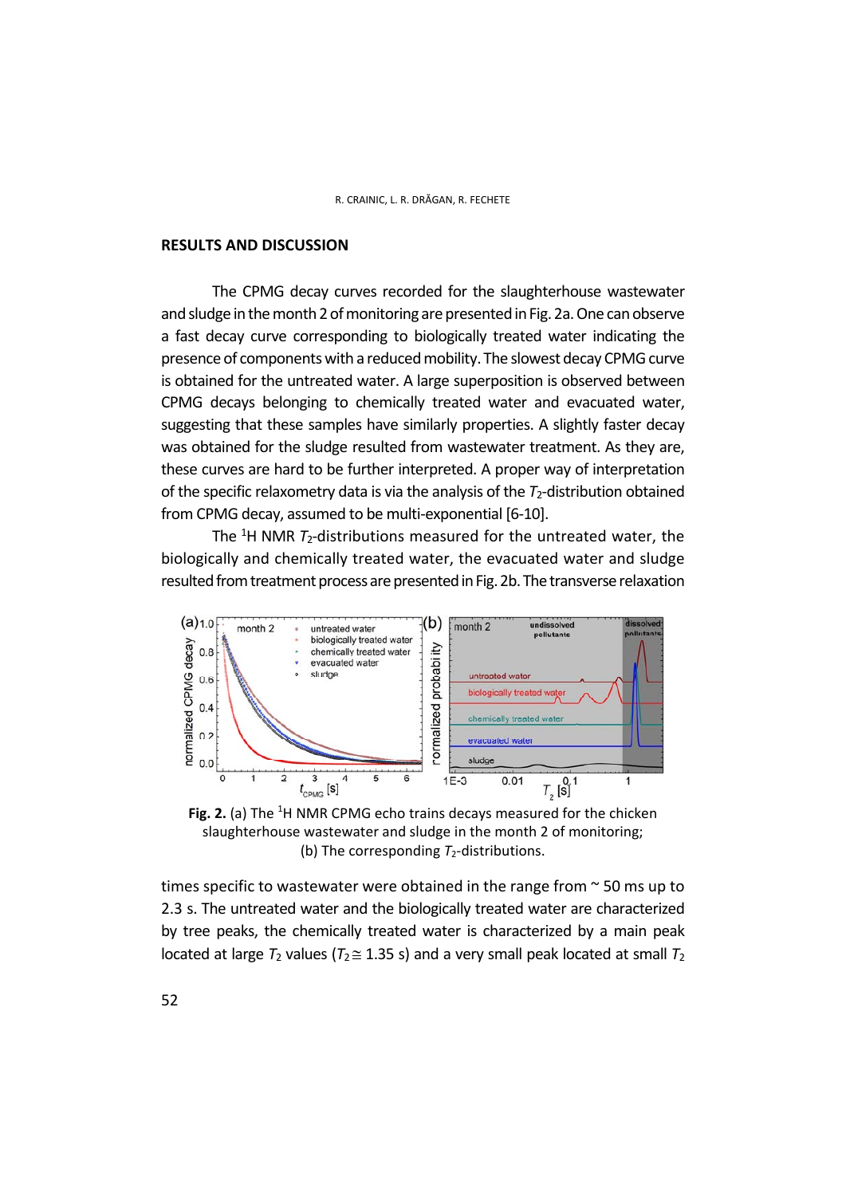## RESULTS AND DISCUSSION

The CPMG decay curves recorded for the slaughterhouse wastewater and sludge in the month 2 of monitoring are presented in Fig. 2a. One can observe a fast decay curve corresponding to biologically treated water indicating the presence of components with a reduced mobility. The slowest decay CPMG curve is obtained for the untreated water. A large superposition is observed between CPMG decays belonging to chemically treated water and evacuated water, suggesting that these samples have similarly properties. A slightly faster decay was obtained for the sludge resulted from wastewater treatment. As they are, these curves are hard to be further interpreted. A proper way of interpretation of the specific relaxometry data is via the analysis of the $T_2$-distribution obtained from CPMG decay, assumed to be multi-exponential [6-10].

The $^{1}$H NMR $T_2$-distributions measured for the untreated water, the biologically and chemically treated water, the evacuated water and sludge resulted from treatment process are presented in Fig. 2b. The transverse relaxation

**Fig. 2.** (a) The $^{1}$H NMR CPMG echo trains decays measured for the chicken slaughterhouse wastewater and sludge in the month 2 of monitoring; (b) The corresponding $T_2$-distributions.

times specific to wastewater were obtained in the range from ~ 50 ms up to 2.3 s. The untreated water and the biologically treated water are characterized by tree peaks, the chemically treated water is characterized by a main peak located at large $T_2$ values ($T_2 \cong 1.35$ s) and a very small peak located at small $T_2$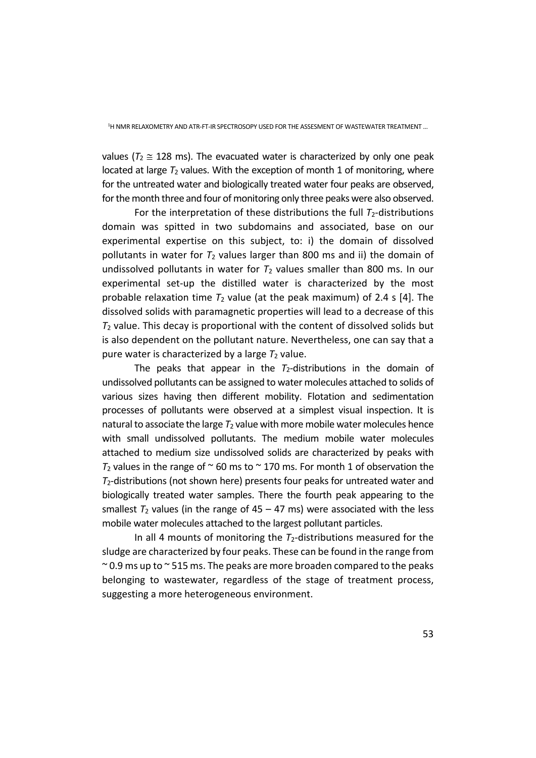values ($T_2 \cong 128$ ms). The evacuated water is characterized by only one peak located at large $T_2$ values. With the exception of month 1 of monitoring, where for the untreated water and biologically treated water four peaks are observed, for the month three and four of monitoring only three peaks were also observed.

For the interpretation of these distributions the full $T_2$-distributions domain was spitted in two subdomains and associated, base on our experimental expertise on this subject, to: i) the domain of dissolved pollutants in water for $T_2$ values larger than 800 ms and ii) the domain of undissolved pollutants in water for $T_2$ values smaller than 800 ms. In our experimental set-up the distilled water is characterized by the most probable relaxation time $T_2$ value (at the peak maximum) of 2.4 s [4]. The dissolved solids with paramagnetic properties will lead to a decrease of this $T_2$ value. This decay is proportional with the content of dissolved solids but is also dependent on the pollutant nature. Nevertheless, one can say that a pure water is characterized by a large $T_2$ value.

The peaks that appear in the $T_2$-distributions in the domain of undissolved pollutants can be assigned to water molecules attached to solids of various sizes having then different mobility. Flotation and sedimentation processes of pollutants were observed at a simplest visual inspection. It is natural to associate the large $T_2$ value with more mobile water molecules hence with small undissolved pollutants. The medium mobile water molecules attached to medium size undissolved solids are characterized by peaks with $T_2$ values in the range of ~ 60 ms to ~ 170 ms. For month 1 of observation the $T_2$-distributions (not shown here) presents four peaks for untreated water and biologically treated water samples. There the fourth peak appearing to the smallest $T_2$ values (in the range of 45 – 47 ms) were associated with the less mobile water molecules attached to the largest pollutant particles.

In all 4 mounts of monitoring the $T_2$-distributions measured for the sludge are characterized by four peaks. These can be found in the range from ~ 0.9 ms up to ~ 515 ms. The peaks are more broaden compared to the peaks belonging to wastewater, regardless of the stage of treatment process, suggesting a more heterogeneous environment.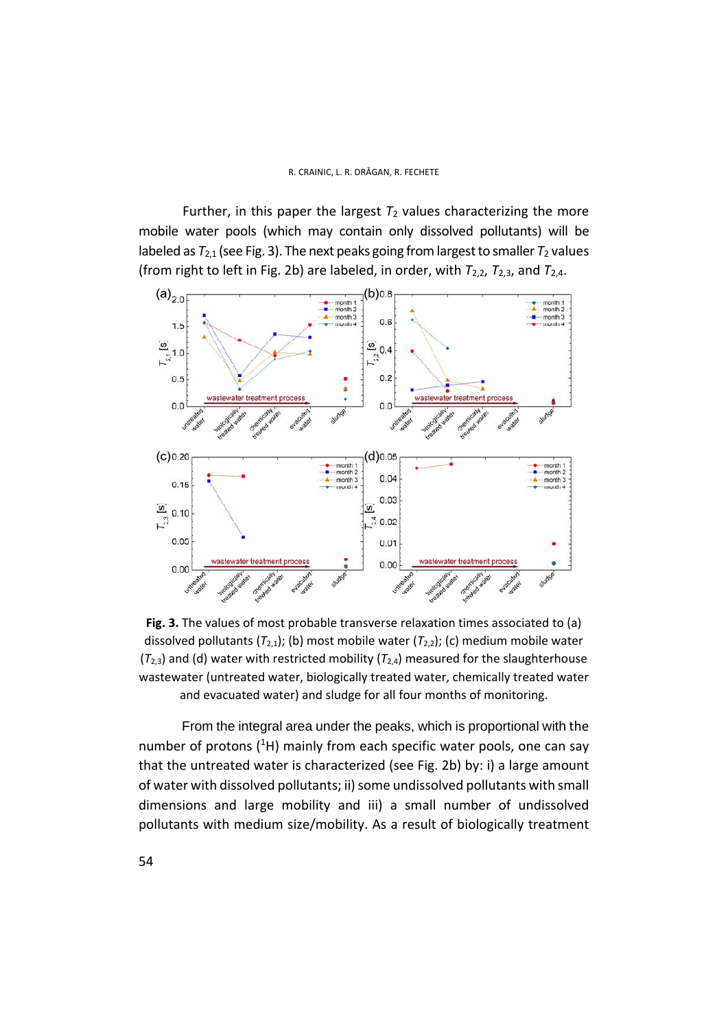Further, in this paper the largest $T_2$ values characterizing the more mobile water pools (which may contain only dissolved pollutants) will be labeled as $T_{2,1}$ (see Fig. 3). The next peaks going from largest to smaller $T_2$ values (from right to left in Fig. 2b) are labeled, in order, with $T_{2,2}$, $T_{2,3}$, and $T_{2,4}$.

**Fig. 3.** The values of most probable transverse relaxation times associated to (a) dissolved pollutants ($T_{2,1}$); (b) most mobile water ($T_{2,2}$); (c) medium mobile water ($T_{2,3}$) and (d) water with restricted mobility ($T_{2,4}$) measured for the slaughterhouse wastewater (untreated water, biologically treated water, chemically treated water and evacuated water) and sludge for all four months of monitoring.

From the integral area under the peaks, which is proportional with the number of protons ($^1$H) mainly from each specific water pools, one can say that the untreated water is characterized (see Fig. 2b) by: i) a large amount of water with dissolved pollutants; ii) some undissolved pollutants with small dimensions and large mobility and iii) a small number of undissolved pollutants with medium size/mobility. As a result of biologically treatment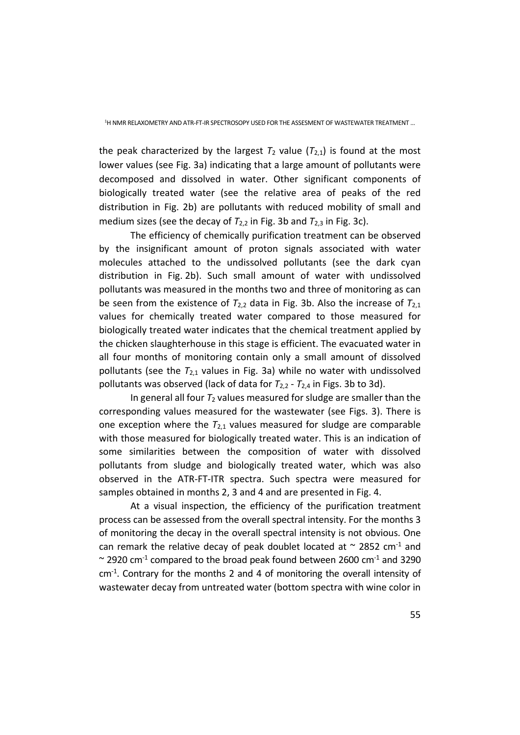the peak characterized by the largest $T_2$ value ($T_{2,1}$) is found at the most lower values (see Fig. 3a) indicating that a large amount of pollutants were decomposed and dissolved in water. Other significant components of biologically treated water (see the relative area of peaks of the red distribution in Fig. 2b) are pollutants with reduced mobility of small and medium sizes (see the decay of $T_{2,2}$ in Fig. 3b and $T_{2,3}$ in Fig. 3c).

The efficiency of chemically purification treatment can be observed by the insignificant amount of proton signals associated with water molecules attached to the undissolved pollutants (see the dark cyan distribution in Fig. 2b). Such small amount of water with undissolved pollutants was measured in the months two and three of monitoring as can be seen from the existence of $T_{2,2}$ data in Fig. 3b. Also the increase of $T_{2,1}$ values for chemically treated water compared to those measured for biologically treated water indicates that the chemical treatment applied by the chicken slaughterhouse in this stage is efficient. The evacuated water in all four months of monitoring contain only a small amount of dissolved pollutants (see the $T_{2,1}$ values in Fig. 3a) while no water with undissolved pollutants was observed (lack of data for $T_{2,2}$ - $T_{2,4}$ in Figs. 3b to 3d).

In general all four $T_2$ values measured for sludge are smaller than the corresponding values measured for the wastewater (see Figs. 3). There is one exception where the $T_{2,1}$ values measured for sludge are comparable with those measured for biologically treated water. This is an indication of some similarities between the composition of water with dissolved pollutants from sludge and biologically treated water, which was also observed in the ATR-FT-ITR spectra. Such spectra were measured for samples obtained in months 2, 3 and 4 and are presented in Fig. 4.

At a visual inspection, the efficiency of the purification treatment process can be assessed from the overall spectral intensity. For the months 3 of monitoring the decay in the overall spectral intensity is not obvious. One can remark the relative decay of peak doublet located at ~ 2852 cm$^{-1}$ and ~ 2920 cm$^{-1}$ compared to the broad peak found between 2600 cm$^{-1}$ and 3290 cm$^{-1}$. Contrary for the months 2 and 4 of monitoring the overall intensity of wastewater decay from untreated water (bottom spectra with wine color in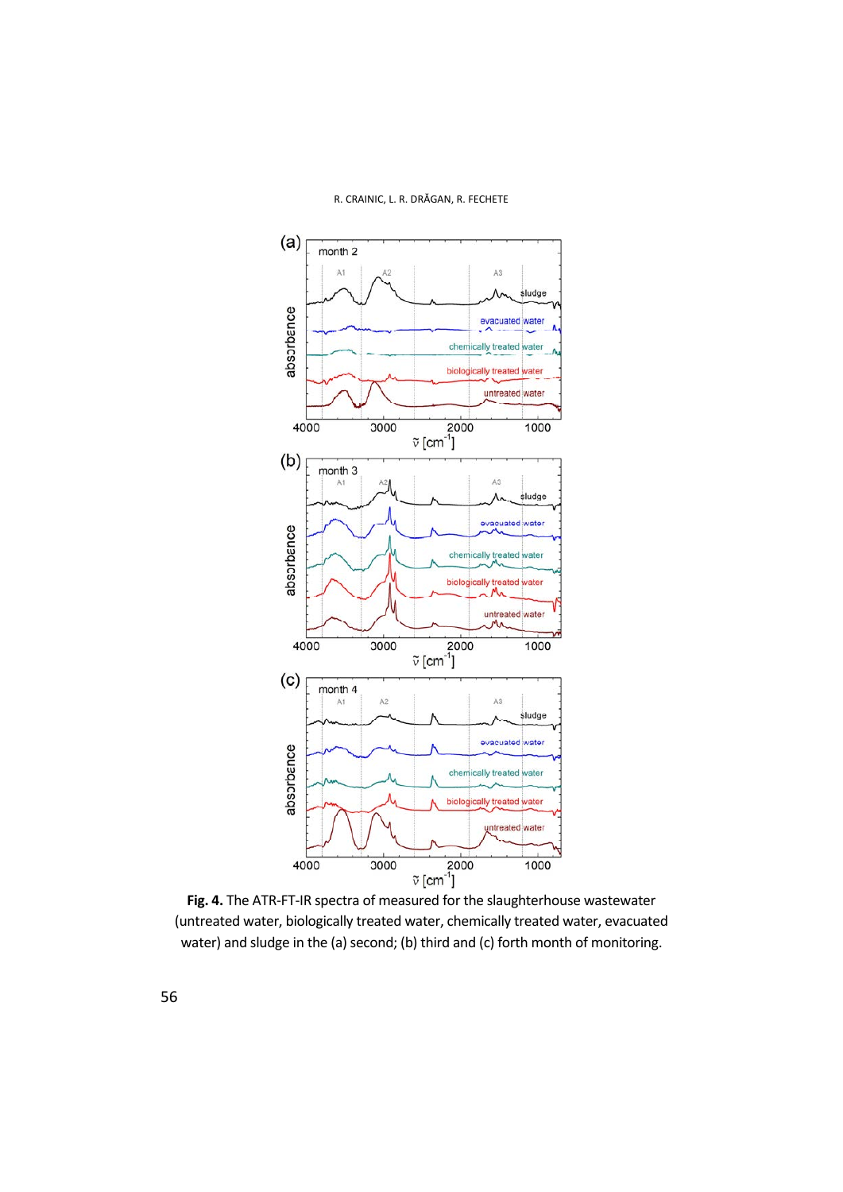**Fig. 4.** The ATR-FT-IR spectra of measured for the slaughterhouse wastewater (untreated water, biologically treated water, chemically treated water, evacuated water) and sludge in the (a) second; (b) third and (c) forth month of monitoring.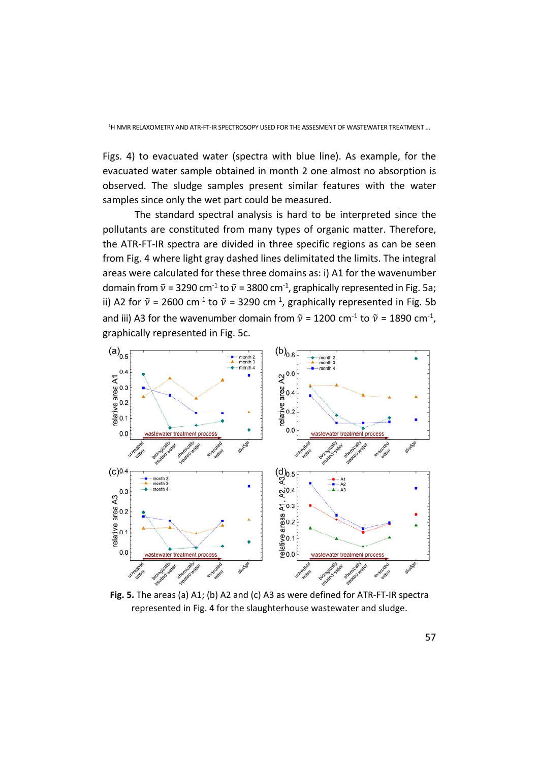Figs. 4) to evacuated water (spectra with blue line). As example, for the evacuated water sample obtained in month 2 one almost no absorption is observed. The sludge samples present similar features with the water samples since only the wet part could be measured.

The standard spectral analysis is hard to be interpreted since the pollutants are constituted from many types of organic matter. Therefore, the ATR-FT-IR spectra are divided in three specific regions as can be seen from Fig. 4 where light gray dashed lines delimitated the limits. The integral areas were calculated for these three domains as: i) A1 for the wavenumber domain from $\tilde{\nu}$ = 3290 cm$^{-1}$ to $\tilde{\nu}$ = 3800 cm$^{-1}$, graphically represented in Fig. 5a; ii) A2 for $\tilde{\nu}$ = 2600 cm$^{-1}$ to $\tilde{\nu}$ = 3290 cm$^{-1}$, graphically represented in Fig. 5b and iii) A3 for the wavenumber domain from $\tilde{\nu}$ = 1200 cm$^{-1}$ to $\tilde{\nu}$ = 1890 cm$^{-1}$, graphically represented in Fig. 5c.

**Fig. 5.** The areas (a) A1; (b) A2 and (c) A3 as were defined for ATR-FT-IR spectra represented in Fig. 4 for the slaughterhouse wastewater and sludge.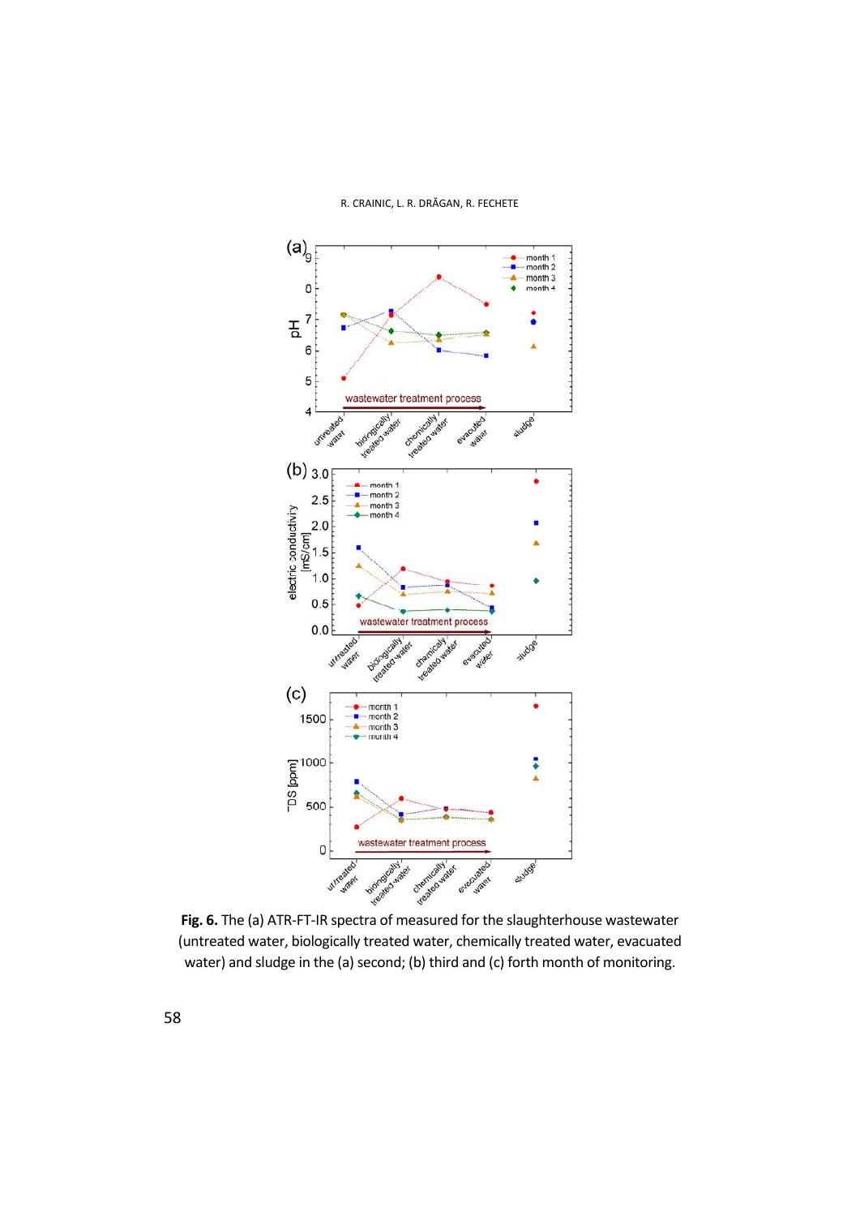**Fig. 6.** The (a) ATR-FT-IR spectra of measured for the slaughterhouse wastewater (untreated water, biologically treated water, chemically treated water, evacuated water) and sludge in the (a) second; (b) third and (c) forth month of monitoring.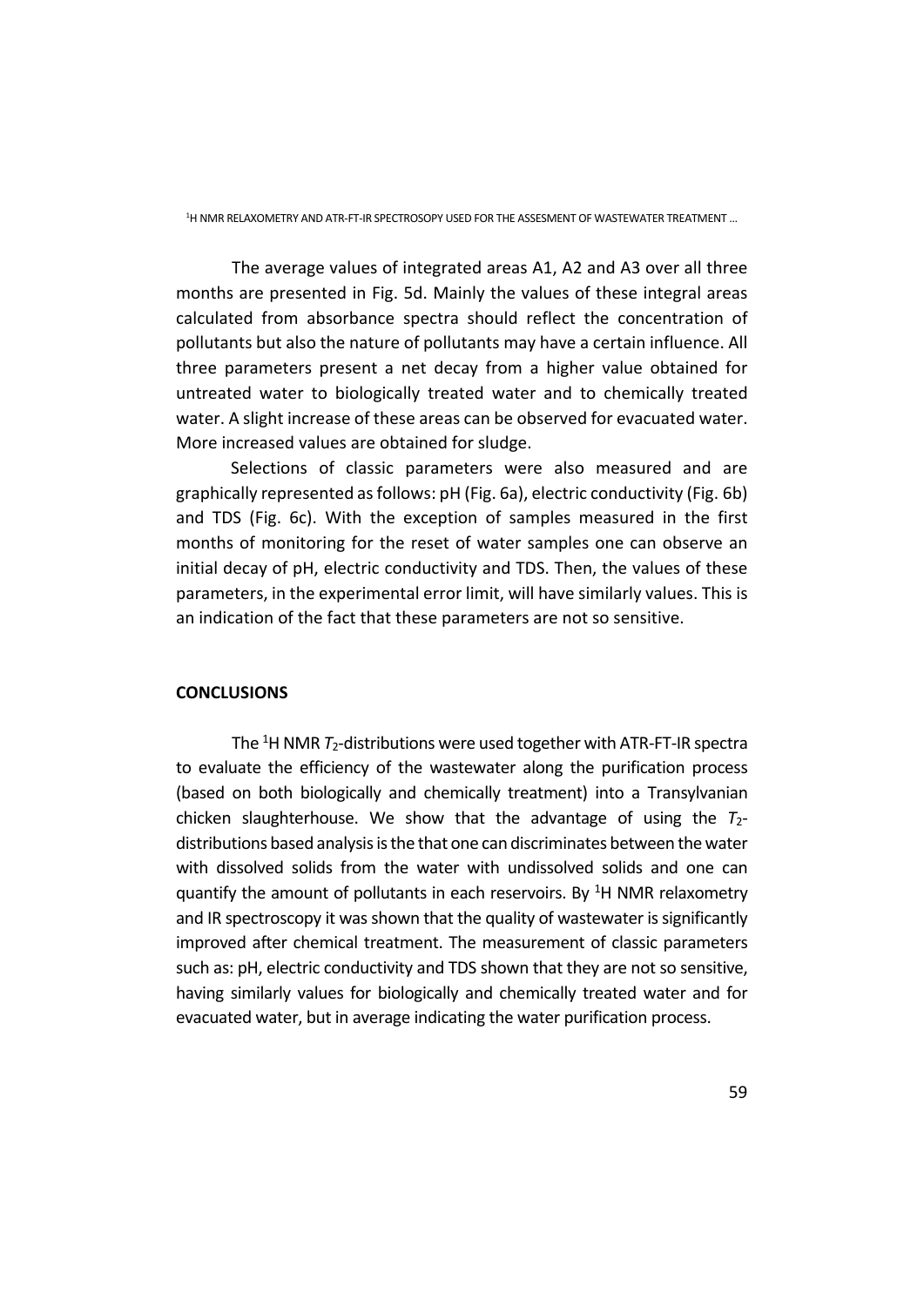The average values of integrated areas A1, A2 and A3 over all three months are presented in Fig. 5d. Mainly the values of these integral areas calculated from absorbance spectra should reflect the concentration of pollutants but also the nature of pollutants may have a certain influence. All three parameters present a net decay from a higher value obtained for untreated water to biologically treated water and to chemically treated water. A slight increase of these areas can be observed for evacuated water. More increased values are obtained for sludge.

Selections of classic parameters were also measured and are graphically represented as follows: pH (Fig. 6a), electric conductivity (Fig. 6b) and TDS (Fig. 6c). With the exception of samples measured in the first months of monitoring for the reset of water samples one can observe an initial decay of pH, electric conductivity and TDS. Then, the values of these parameters, in the experimental error limit, will have similarly values. This is an indication of the fact that these parameters are not so sensitive.

## CONCLUSIONS

The $^{1}$H NMR $T_2$-distributions were used together with ATR-FT-IR spectra to evaluate the efficiency of the wastewater along the purification process (based on both biologically and chemically treatment) into a Transylvanian chicken slaughterhouse. We show that the advantage of using the $T_2$-distributions based analysis is the that one can discriminates between the water with dissolved solids from the water with undissolved solids and one can quantify the amount of pollutants in each reservoirs. By $^{1}$H NMR relaxometry and IR spectroscopy it was shown that the quality of wastewater is significantly improved after chemical treatment. The measurement of classic parameters such as: pH, electric conductivity and TDS shown that they are not so sensitive, having similarly values for biologically and chemically treated water and for evacuated water, but in average indicating the water purification process.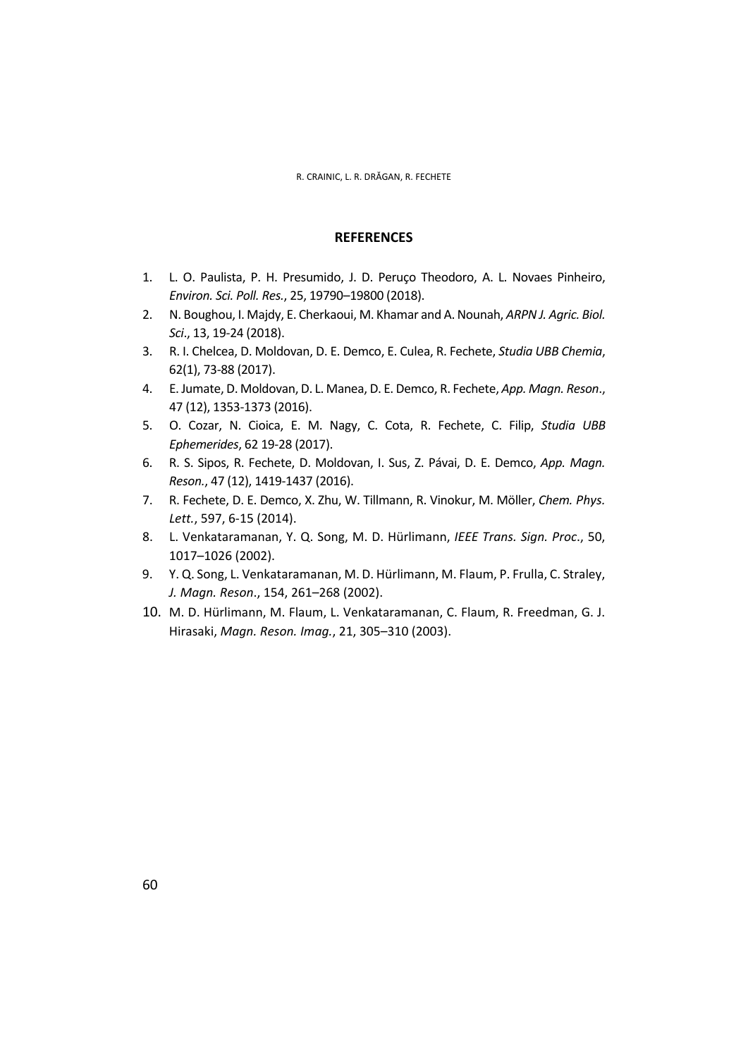## REFERENCES

1. L. O. Paulista, P. H. Presumido, J. D. Peruço Theodoro, A. L. Novaes Pinheiro, *Environ. Sci. Poll. Res.*, 25, 19790–19800 (2018).
2. N. Boughou, I. Majdy, E. Cherkaoui, M. Khamar and A. Nounah, *ARPN J. Agric. Biol. Sci.*, 13, 19-24 (2018).
3. R. I. Chelcea, D. Moldovan, D. E. Demco, E. Culea, R. Fechete, *Studia UBB Chemia*, 62(1), 73-88 (2017).
4. E. Jumate, D. Moldovan, D. L. Manea, D. E. Demco, R. Fechete, *App. Magn. Reson*., 47 (12), 1353-1373 (2016).
5. O. Cozar, N. Cioica, E. M. Nagy, C. Cota, R. Fechete, C. Filip, *Studia UBB Ephemerides*, 62 19-28 (2017).
6. R. S. Sipos, R. Fechete, D. Moldovan, I. Sus, Z. Pávai, D. E. Demco, *App. Magn. Reson.*, 47 (12), 1419-1437 (2016).
7. R. Fechete, D. E. Demco, X. Zhu, W. Tillmann, R. Vinokur, M. Möller, *Chem. Phys. Lett.*, 597, 6-15 (2014).
8. L. Venkataramanan, Y. Q. Song, M. D. Hürlimann, *IEEE Trans. Sign. Proc*., 50, 1017–1026 (2002).
9. Y. Q. Song, L. Venkataramanan, M. D. Hürlimann, M. Flaum, P. Frulla, C. Straley, *J. Magn. Reson*., 154, 261–268 (2002).
10. M. D. Hürlimann, M. Flaum, L. Venkataramanan, C. Flaum, R. Freedman, G. J. Hirasaki, *Magn. Reson. Imag.*, 21, 305–310 (2003).